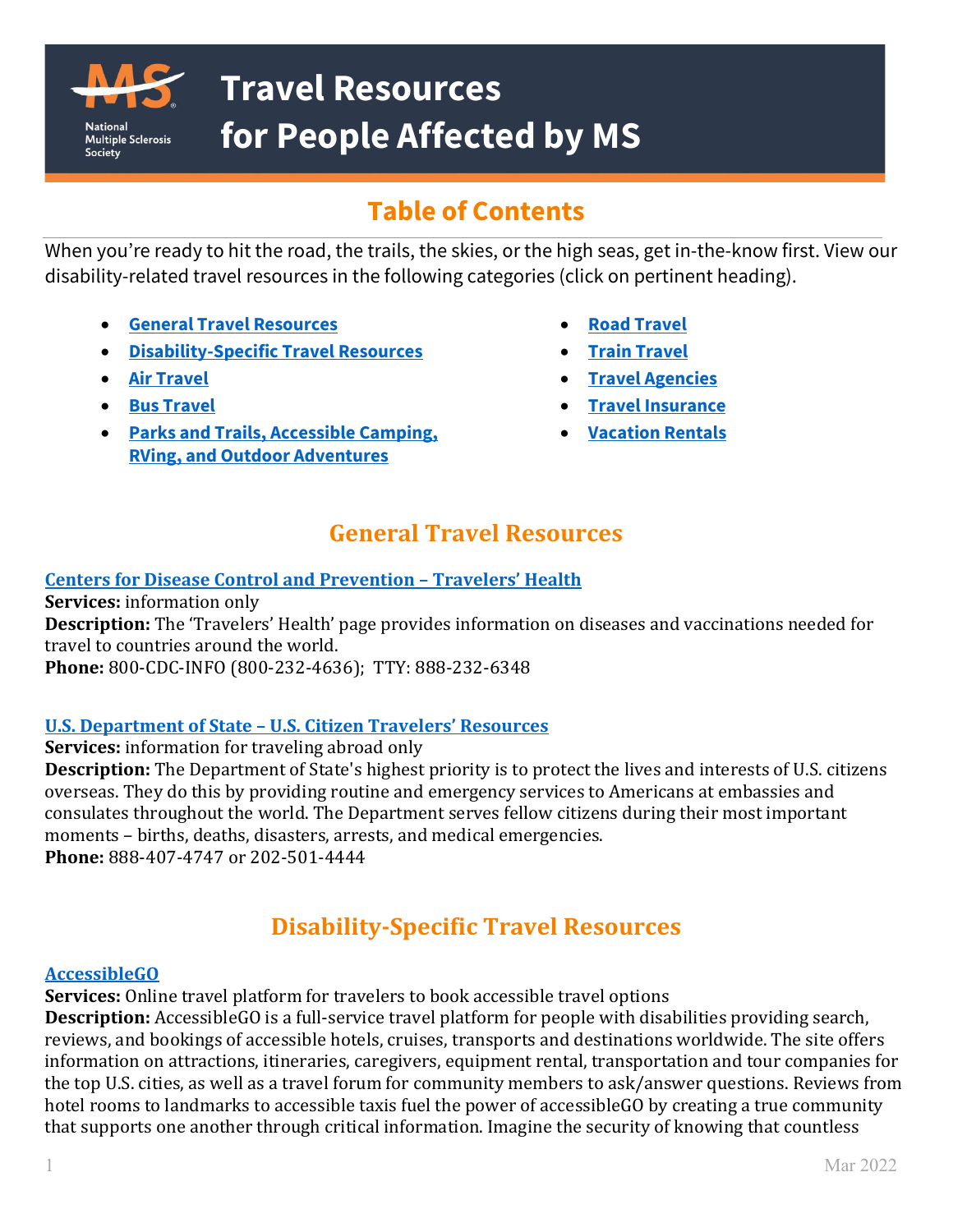# Travel Resources for People Affected by MS

National Multiple Sclerosis Society

## Table of Contents

When you're ready to hit the road, the trails, the skies, or the high seas, get in-the-know first. View our disability-related travel resources in the following categories (click on pertinent heading).

- General Travel Resources
- Disability-Specific Travel Resources
- Air Travel
- Bus Travel
- Parks and Trails, Accessible Camping, RVing, and Outdoor Adventures
- Road Travel
- Train Travel
- Travel Agencies
- Travel Insurance
- Vacation Rentals

## General Travel Resources

### Centers for Disease Control and Prevention – Travelers' Health

**Services:** information only
**Description:** The 'Travelers' Health' page provides information on diseases and vaccinations needed for travel to countries around the world.
**Phone:** 800-CDC-INFO (800-232-4636); TTY: 888-232-6348

### U.S. Department of State – U.S. Citizen Travelers' Resources

**Services:** information for traveling abroad only
**Description:** The Department of State's highest priority is to protect the lives and interests of U.S. citizens overseas. They do this by providing routine and emergency services to Americans at embassies and consulates throughout the world. The Department serves fellow citizens during their most important moments – births, deaths, disasters, arrests, and medical emergencies.
**Phone:** 888-407-4747 or 202-501-4444

## Disability-Specific Travel Resources

### AccessibleGO

**Services:** Online travel platform for travelers to book accessible travel options
**Description:** AccessibleGO is a full-service travel platform for people with disabilities providing search, reviews, and bookings of accessible hotels, cruises, transports and destinations worldwide. The site offers information on attractions, itineraries, caregivers, equipment rental, transportation and tour companies for the top U.S. cities, as well as a travel forum for community members to ask/answer questions. Reviews from hotel rooms to landmarks to accessible taxis fuel the power of accessibleGO by creating a true community that supports one another through critical information. Imagine the security of knowing that countless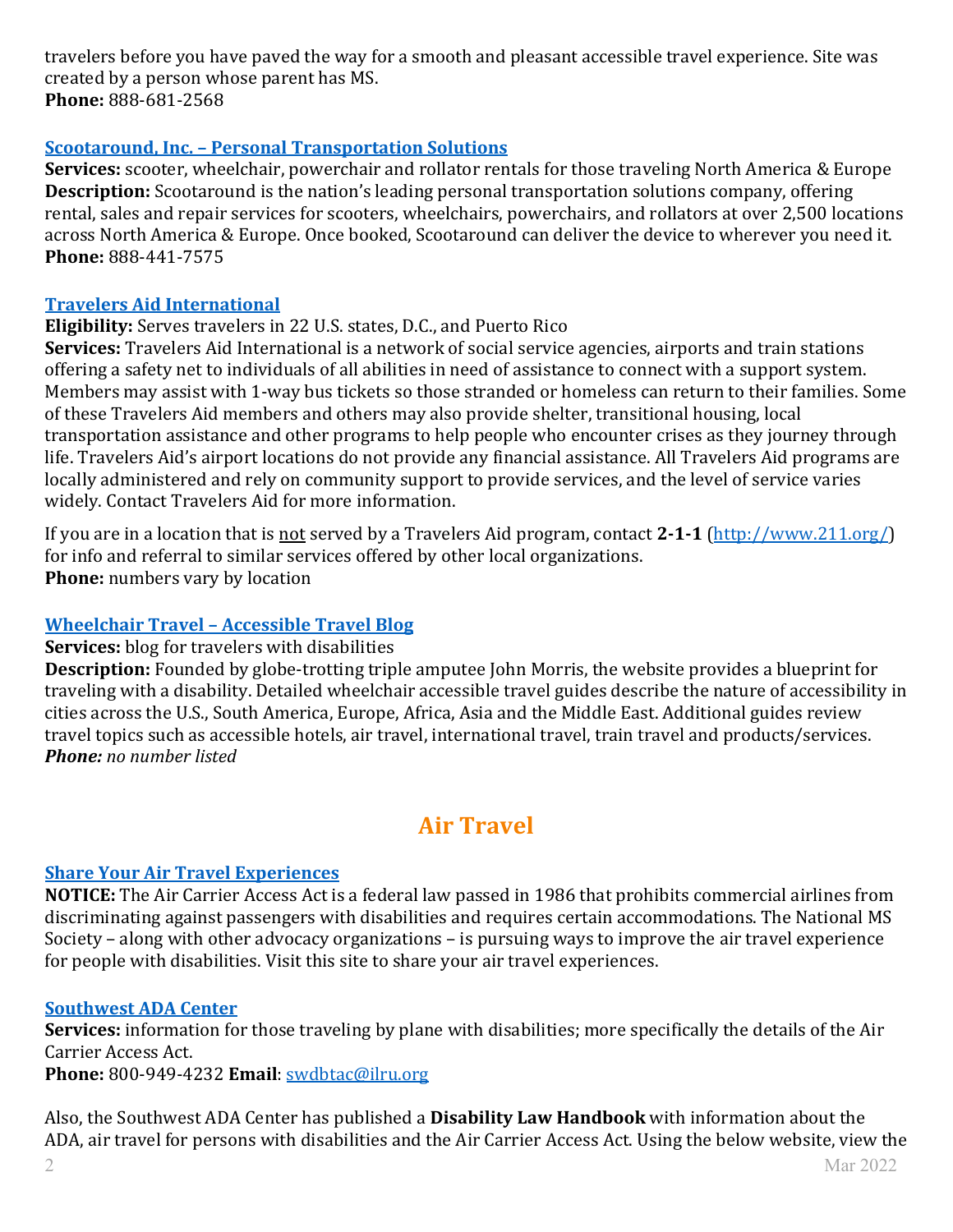travelers before you have paved the way for a smooth and pleasant accessible travel experience. Site was created by a person whose parent has MS.
**Phone:** 888-681-2568

### [Scootaround, Inc. – Personal Transportation Solutions]()

**Services:** scooter, wheelchair, powerchair and rollator rentals for those traveling North America & Europe
**Description:** Scootaround is the nation's leading personal transportation solutions company, offering rental, sales and repair services for scooters, wheelchairs, powerchairs, and rollators at over 2,500 locations across North America & Europe. Once booked, Scootaround can deliver the device to wherever you need it.
**Phone:** 888-441-7575

### [Travelers Aid International]()

**Eligibility:** Serves travelers in 22 U.S. states, D.C., and Puerto Rico
**Services:** Travelers Aid International is a network of social service agencies, airports and train stations offering a safety net to individuals of all abilities in need of assistance to connect with a support system. Members may assist with 1-way bus tickets so those stranded or homeless can return to their families. Some of these Travelers Aid members and others may also provide shelter, transitional housing, local transportation assistance and other programs to help people who encounter crises as they journey through life. Travelers Aid's airport locations do not provide any financial assistance. All Travelers Aid programs are locally administered and rely on community support to provide services, and the level of service varies widely. Contact Travelers Aid for more information.

If you are in a location that is not served by a Travelers Aid program, contact **2-1-1** (http://www.211.org/) for info and referral to similar services offered by other local organizations.
**Phone:** numbers vary by location

### [Wheelchair Travel – Accessible Travel Blog]()

**Services:** blog for travelers with disabilities
**Description:** Founded by globe-trotting triple amputee John Morris, the website provides a blueprint for traveling with a disability. Detailed wheelchair accessible travel guides describe the nature of accessibility in cities across the U.S., South America, Europe, Africa, Asia and the Middle East. Additional guides review travel topics such as accessible hotels, air travel, international travel, train travel and products/services.
***Phone:*** *no number listed*

## Air Travel

### [Share Your Air Travel Experiences]()

**NOTICE:** The Air Carrier Access Act is a federal law passed in 1986 that prohibits commercial airlines from discriminating against passengers with disabilities and requires certain accommodations. The National MS Society – along with other advocacy organizations – is pursuing ways to improve the air travel experience for people with disabilities. Visit this site to share your air travel experiences.

### [Southwest ADA Center]()

**Services:** information for those traveling by plane with disabilities; more specifically the details of the Air Carrier Access Act.
**Phone:** 800-949-4232 **Email**: swdbtac@ilru.org

Also, the Southwest ADA Center has published a **Disability Law Handbook** with information about the ADA, air travel for persons with disabilities and the Air Carrier Access Act. Using the below website, view the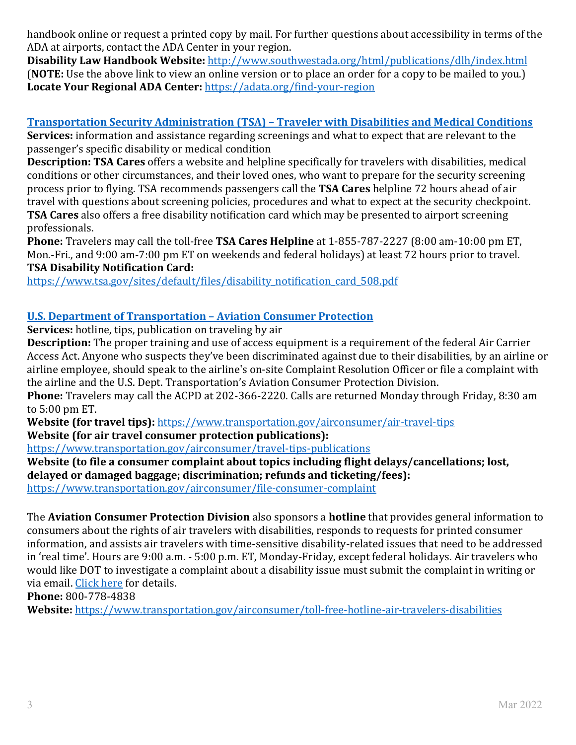handbook online or request a printed copy by mail. For further questions about accessibility in terms of the ADA at airports, contact the ADA Center in your region.

**Disability Law Handbook Website:** [http://www.southwestada.org/html/publications/dlh/index.html](http://www.southwestada.org/html/publications/dlh/index.html)
(**NOTE:** Use the above link to view an online version or to place an order for a copy to be mailed to you.)
**Locate Your Regional ADA Center:** [https://adata.org/find-your-region](https://adata.org/find-your-region)

### Transportation Security Administration (TSA) – Traveler with Disabilities and Medical Conditions

**Services:** information and assistance regarding screenings and what to expect that are relevant to the passenger's specific disability or medical condition
**Description: TSA Cares** offers a website and helpline specifically for travelers with disabilities, medical conditions or other circumstances, and their loved ones, who want to prepare for the security screening process prior to flying. TSA recommends passengers call the **TSA Cares** helpline 72 hours ahead of air travel with questions about screening policies, procedures and what to expect at the security checkpoint. **TSA Cares** also offers a free disability notification card which may be presented to airport screening professionals.
**Phone:** Travelers may call the toll-free **TSA Cares Helpline** at 1-855-787-2227 (8:00 am-10:00 pm ET, Mon.-Fri., and 9:00 am-7:00 pm ET on weekends and federal holidays) at least 72 hours prior to travel.
**TSA Disability Notification Card:**
[https://www.tsa.gov/sites/default/files/disability_notification_card_508.pdf](https://www.tsa.gov/sites/default/files/disability_notification_card_508.pdf)

### U.S. Department of Transportation – Aviation Consumer Protection

**Services:** hotline, tips, publication on traveling by air
**Description:** The proper training and use of access equipment is a requirement of the federal Air Carrier Access Act. Anyone who suspects they've been discriminated against due to their disabilities, by an airline or airline employee, should speak to the airline's on-site Complaint Resolution Officer or file a complaint with the airline and the U.S. Dept. Transportation's Aviation Consumer Protection Division.
**Phone:** Travelers may call the ACPD at 202-366-2220. Calls are returned Monday through Friday, 8:30 am to 5:00 pm ET.
**Website (for travel tips):** [https://www.transportation.gov/airconsumer/air-travel-tips](https://www.transportation.gov/airconsumer/air-travel-tips)
**Website (for air travel consumer protection publications):**
[https://www.transportation.gov/airconsumer/travel-tips-publications](https://www.transportation.gov/airconsumer/travel-tips-publications)
**Website (to file a consumer complaint about topics including flight delays/cancellations; lost, delayed or damaged baggage; discrimination; refunds and ticketing/fees):**
[https://www.transportation.gov/airconsumer/file-consumer-complaint](https://www.transportation.gov/airconsumer/file-consumer-complaint)

The **Aviation Consumer Protection Division** also sponsors a **hotline** that provides general information to consumers about the rights of air travelers with disabilities, responds to requests for printed consumer information, and assists air travelers with time-sensitive disability-related issues that need to be addressed in 'real time'. Hours are 9:00 a.m. - 5:00 p.m. ET, Monday-Friday, except federal holidays. Air travelers who would like DOT to investigate a complaint about a disability issue must submit the complaint in writing or via email. Click here for details.
**Phone:** 800-778-4838
**Website:** [https://www.transportation.gov/airconsumer/toll-free-hotline-air-travelers-disabilities](https://www.transportation.gov/airconsumer/toll-free-hotline-air-travelers-disabilities)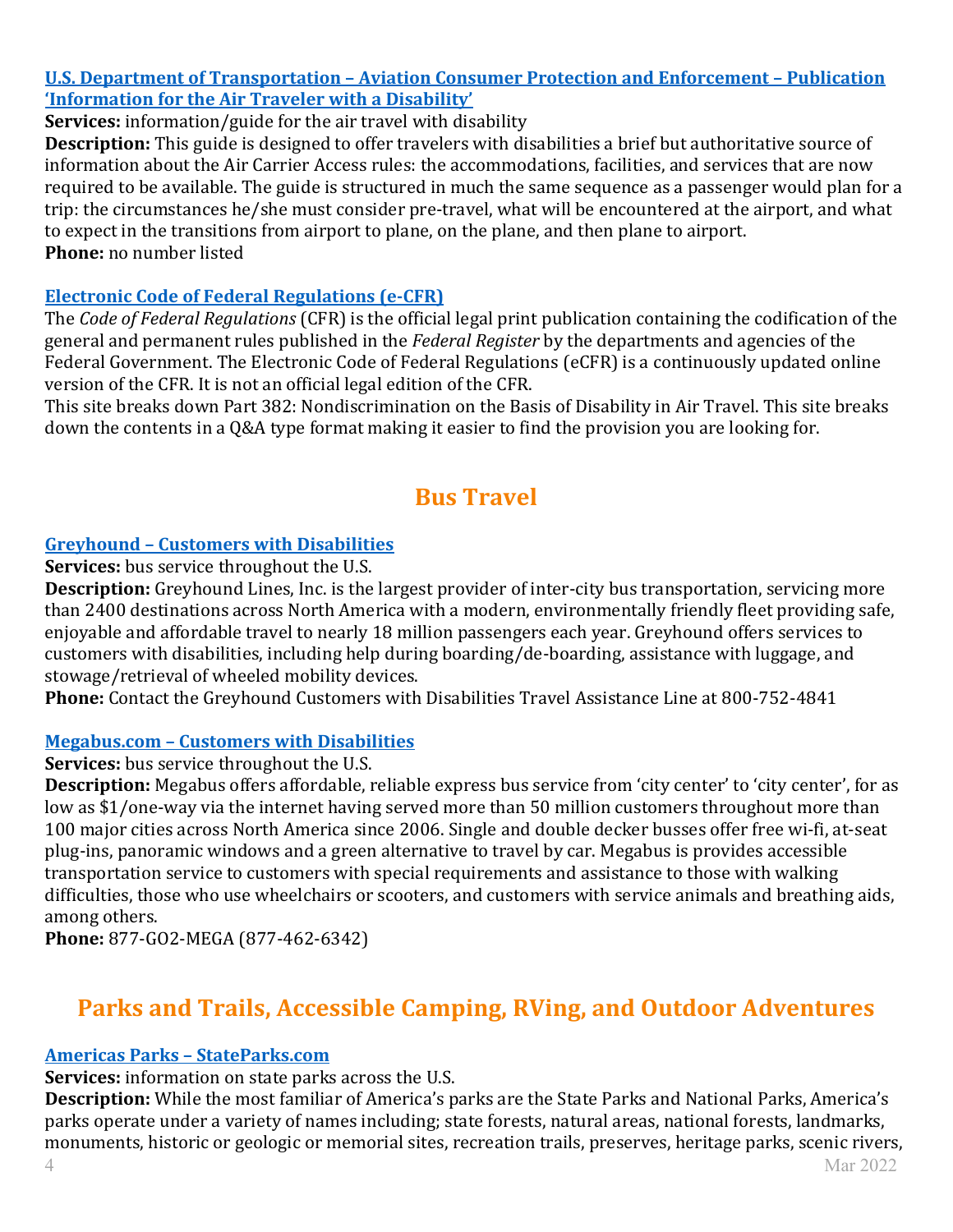**U.S. Department of Transportation – Aviation Consumer Protection and Enforcement – Publication 'Information for the Air Traveler with a Disability'**

**Services:** information/guide for the air travel with disability

**Description:** This guide is designed to offer travelers with disabilities a brief but authoritative source of information about the Air Carrier Access rules: the accommodations, facilities, and services that are now required to be available. The guide is structured in much the same sequence as a passenger would plan for a trip: the circumstances he/she must consider pre-travel, what will be encountered at the airport, and what to expect in the transitions from airport to plane, on the plane, and then plane to airport.

**Phone:** no number listed

**Electronic Code of Federal Regulations (e-CFR)**

The *Code of Federal Regulations* (CFR) is the official legal print publication containing the codification of the general and permanent rules published in the *Federal Register* by the departments and agencies of the Federal Government. The Electronic Code of Federal Regulations (eCFR) is a continuously updated online version of the CFR. It is not an official legal edition of the CFR.

This site breaks down Part 382: Nondiscrimination on the Basis of Disability in Air Travel. This site breaks down the contents in a Q&A type format making it easier to find the provision you are looking for.

## Bus Travel

**Greyhound – Customers with Disabilities**

**Services:** bus service throughout the U.S.

**Description:** Greyhound Lines, Inc. is the largest provider of inter-city bus transportation, servicing more than 2400 destinations across North America with a modern, environmentally friendly fleet providing safe, enjoyable and affordable travel to nearly 18 million passengers each year. Greyhound offers services to customers with disabilities, including help during boarding/de-boarding, assistance with luggage, and stowage/retrieval of wheeled mobility devices.

**Phone:** Contact the Greyhound Customers with Disabilities Travel Assistance Line at 800-752-4841

**Megabus.com – Customers with Disabilities**

**Services:** bus service throughout the U.S.

**Description:** Megabus offers affordable, reliable express bus service from 'city center' to 'city center', for as low as $1/one-way via the internet having served more than 50 million customers throughout more than 100 major cities across North America since 2006. Single and double decker busses offer free wi-fi, at-seat plug-ins, panoramic windows and a green alternative to travel by car. Megabus is provides accessible transportation service to customers with special requirements and assistance to those with walking difficulties, those who use wheelchairs or scooters, and customers with service animals and breathing aids, among others.

**Phone:** 877-GO2-MEGA (877-462-6342)

## Parks and Trails, Accessible Camping, RVing, and Outdoor Adventures

**Americas Parks – StateParks.com**

**Services:** information on state parks across the U.S.

**Description:** While the most familiar of America's parks are the State Parks and National Parks, America's parks operate under a variety of names including; state forests, natural areas, national forests, landmarks, monuments, historic or geologic or memorial sites, recreation trails, preserves, heritage parks, scenic rivers,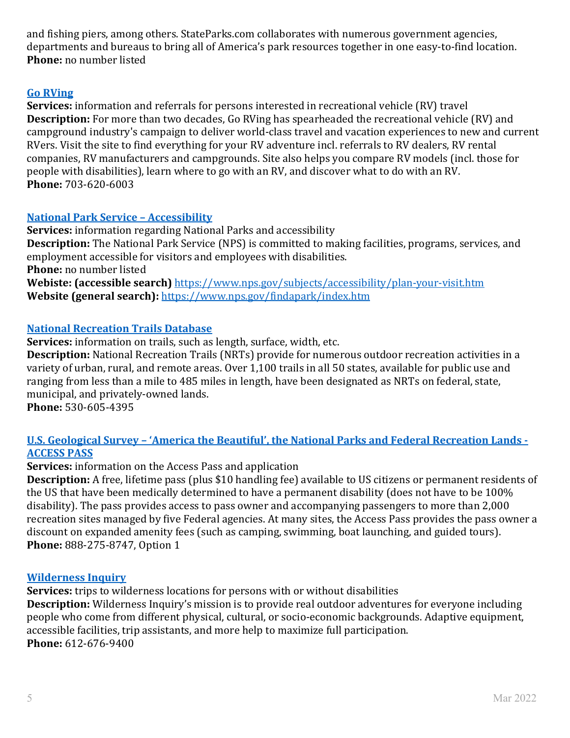and fishing piers, among others. StateParks.com collaborates with numerous government agencies, departments and bureaus to bring all of America's park resources together in one easy-to-find location.
**Phone:** no number listed

### [Go RVing]

**Services:** information and referrals for persons interested in recreational vehicle (RV) travel
**Description:** For more than two decades, Go RVing has spearheaded the recreational vehicle (RV) and campground industry's campaign to deliver world-class travel and vacation experiences to new and current RVers. Visit the site to find everything for your RV adventure incl. referrals to RV dealers, RV rental companies, RV manufacturers and campgrounds. Site also helps you compare RV models (incl. those for people with disabilities), learn where to go with an RV, and discover what to do with an RV.
**Phone:** 703-620-6003

### [National Park Service – Accessibility]

**Services:** information regarding National Parks and accessibility
**Description:** The National Park Service (NPS) is committed to making facilities, programs, services, and employment accessible for visitors and employees with disabilities.
**Phone:** no number listed
**Webiste: (accessible search)** https://www.nps.gov/subjects/accessibility/plan-your-visit.htm
**Website (general search):** https://www.nps.gov/findapark/index.htm

### [National Recreation Trails Database]

**Services:** information on trails, such as length, surface, width, etc.
**Description:** National Recreation Trails (NRTs) provide for numerous outdoor recreation activities in a variety of urban, rural, and remote areas. Over 1,100 trails in all 50 states, available for public use and ranging from less than a mile to 485 miles in length, have been designated as NRTs on federal, state, municipal, and privately-owned lands.
**Phone:** 530-605-4395

### [U.S. Geological Survey – 'America the Beautiful', the National Parks and Federal Recreation Lands - ACCESS PASS]

**Services:** information on the Access Pass and application
**Description:** A free, lifetime pass (plus $10 handling fee) available to US citizens or permanent residents of the US that have been medically determined to have a permanent disability (does not have to be 100% disability). The pass provides access to pass owner and accompanying passengers to more than 2,000 recreation sites managed by five Federal agencies. At many sites, the Access Pass provides the pass owner a discount on expanded amenity fees (such as camping, swimming, boat launching, and guided tours).
**Phone:** 888-275-8747, Option 1

### [Wilderness Inquiry]

**Services:** trips to wilderness locations for persons with or without disabilities
**Description:** Wilderness Inquiry's mission is to provide real outdoor adventures for everyone including people who come from different physical, cultural, or socio-economic backgrounds. Adaptive equipment, accessible facilities, trip assistants, and more help to maximize full participation.
**Phone:** 612-676-9400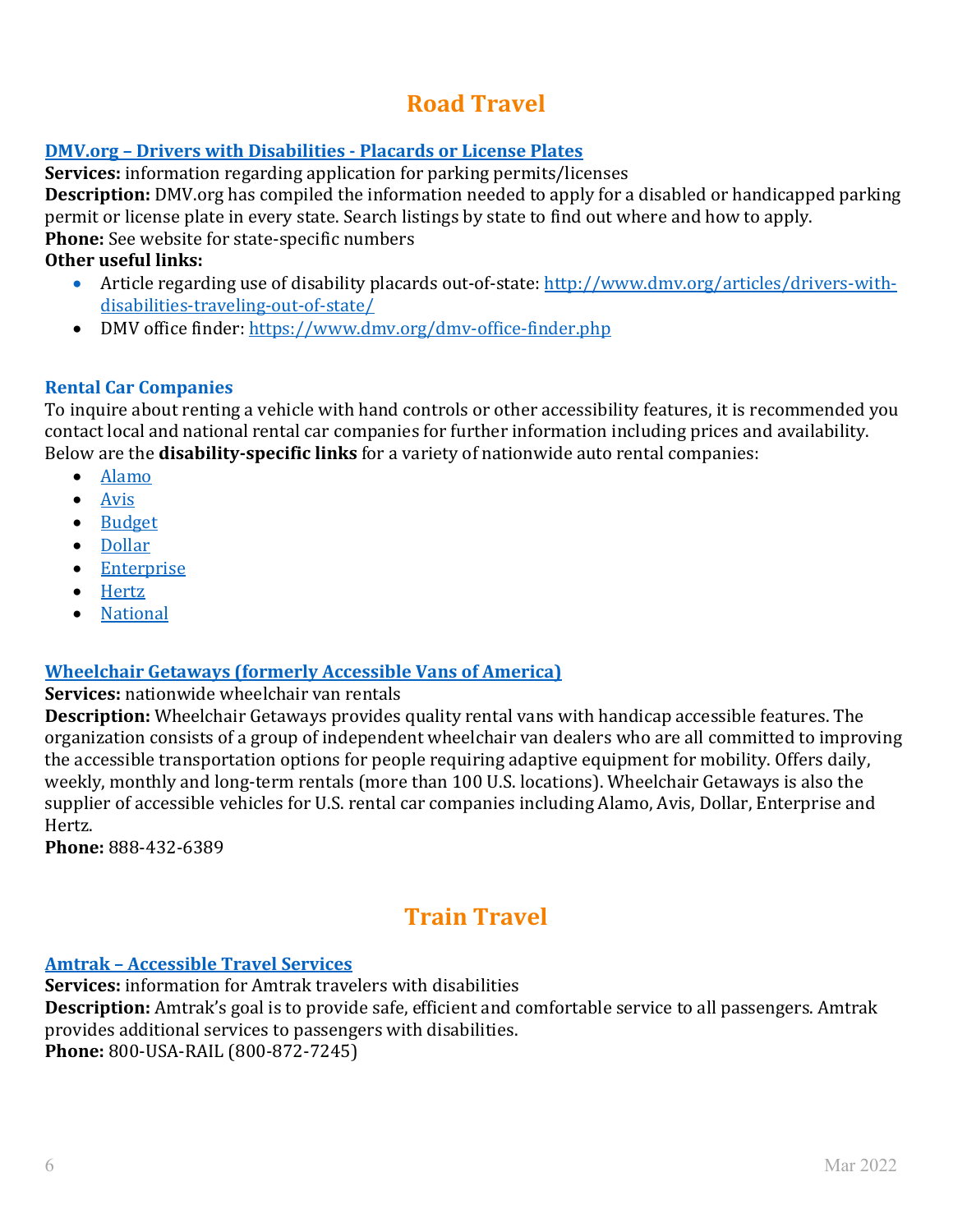## Road Travel

### DMV.org – Drivers with Disabilities - Placards or License Plates

**Services:** information regarding application for parking permits/licenses
**Description:** DMV.org has compiled the information needed to apply for a disabled or handicapped parking permit or license plate in every state. Search listings by state to find out where and how to apply.
**Phone:** See website for state-specific numbers
**Other useful links:**

- Article regarding use of disability placards out-of-state: http://www.dmv.org/articles/drivers-with-disabilities-traveling-out-of-state/
- DMV office finder: https://www.dmv.org/dmv-office-finder.php

### Rental Car Companies

To inquire about renting a vehicle with hand controls or other accessibility features, it is recommended you contact local and national rental car companies for further information including prices and availability. Below are the **disability-specific links** for a variety of nationwide auto rental companies:

- Alamo
- Avis
- Budget
- Dollar
- Enterprise
- Hertz
- National

### Wheelchair Getaways (formerly Accessible Vans of America)

**Services:** nationwide wheelchair van rentals
**Description:** Wheelchair Getaways provides quality rental vans with handicap accessible features. The organization consists of a group of independent wheelchair van dealers who are all committed to improving the accessible transportation options for people requiring adaptive equipment for mobility. Offers daily, weekly, monthly and long-term rentals (more than 100 U.S. locations). Wheelchair Getaways is also the supplier of accessible vehicles for U.S. rental car companies including Alamo, Avis, Dollar, Enterprise and Hertz.
**Phone:** 888-432-6389

## Train Travel

### Amtrak – Accessible Travel Services

**Services:** information for Amtrak travelers with disabilities
**Description:** Amtrak's goal is to provide safe, efficient and comfortable service to all passengers. Amtrak provides additional services to passengers with disabilities.
**Phone:** 800-USA-RAIL (800-872-7245)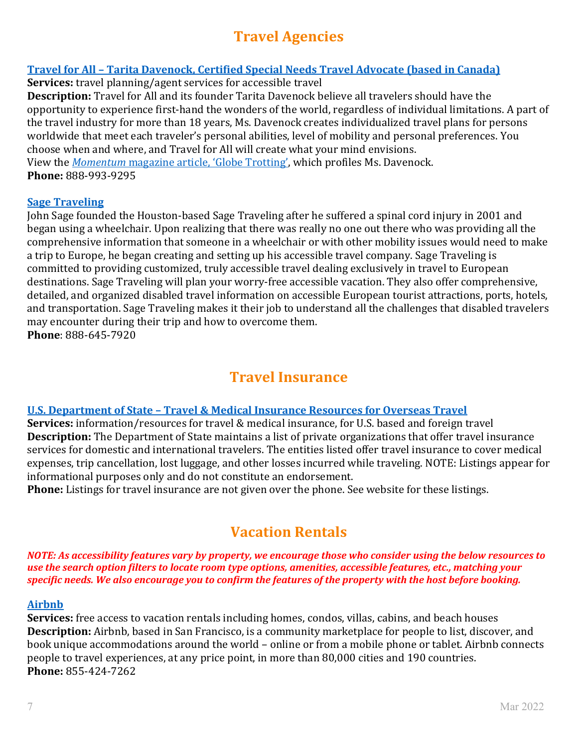## Travel Agencies

**Travel for All – Tarita Davenock, Certified Special Needs Travel Advocate (based in Canada)**
**Services:** travel planning/agent services for accessible travel
**Description:** Travel for All and its founder Tarita Davenock believe all travelers should have the opportunity to experience first-hand the wonders of the world, regardless of individual limitations. A part of the travel industry for more than 18 years, Ms. Davenock creates individualized travel plans for persons worldwide that meet each traveler's personal abilities, level of mobility and personal preferences. You choose when and where, and Travel for All will create what your mind envisions.
View the *Momentum* magazine article, 'Globe Trotting', which profiles Ms. Davenock.
**Phone:** 888-993-9295

**Sage Traveling**
John Sage founded the Houston-based Sage Traveling after he suffered a spinal cord injury in 2001 and began using a wheelchair. Upon realizing that there was really no one out there who was providing all the comprehensive information that someone in a wheelchair or with other mobility issues would need to make a trip to Europe, he began creating and setting up his accessible travel company. Sage Traveling is committed to providing customized, truly accessible travel dealing exclusively in travel to European destinations. Sage Traveling will plan your worry-free accessible vacation. They also offer comprehensive, detailed, and organized disabled travel information on accessible European tourist attractions, ports, hotels, and transportation. Sage Traveling makes it their job to understand all the challenges that disabled travelers may encounter during their trip and how to overcome them.
**Phone**: 888-645-7920

## Travel Insurance

**U.S. Department of State – Travel & Medical Insurance Resources for Overseas Travel**
**Services:** information/resources for travel & medical insurance, for U.S. based and foreign travel
**Description:** The Department of State maintains a list of private organizations that offer travel insurance services for domestic and international travelers. The entities listed offer travel insurance to cover medical expenses, trip cancellation, lost luggage, and other losses incurred while traveling. NOTE: Listings appear for informational purposes only and do not constitute an endorsement.
**Phone:** Listings for travel insurance are not given over the phone. See website for these listings.

## Vacation Rentals

***NOTE: As accessibility features vary by property, we encourage those who consider using the below resources to use the search option filters to locate room type options, amenities, accessible features, etc., matching your specific needs. We also encourage you to confirm the features of the property with the host before booking.***

**Airbnb**
**Services:** free access to vacation rentals including homes, condos, villas, cabins, and beach houses
**Description:** Airbnb, based in San Francisco, is a community marketplace for people to list, discover, and book unique accommodations around the world – online or from a mobile phone or tablet. Airbnb connects people to travel experiences, at any price point, in more than 80,000 cities and 190 countries.
**Phone:** 855-424-7262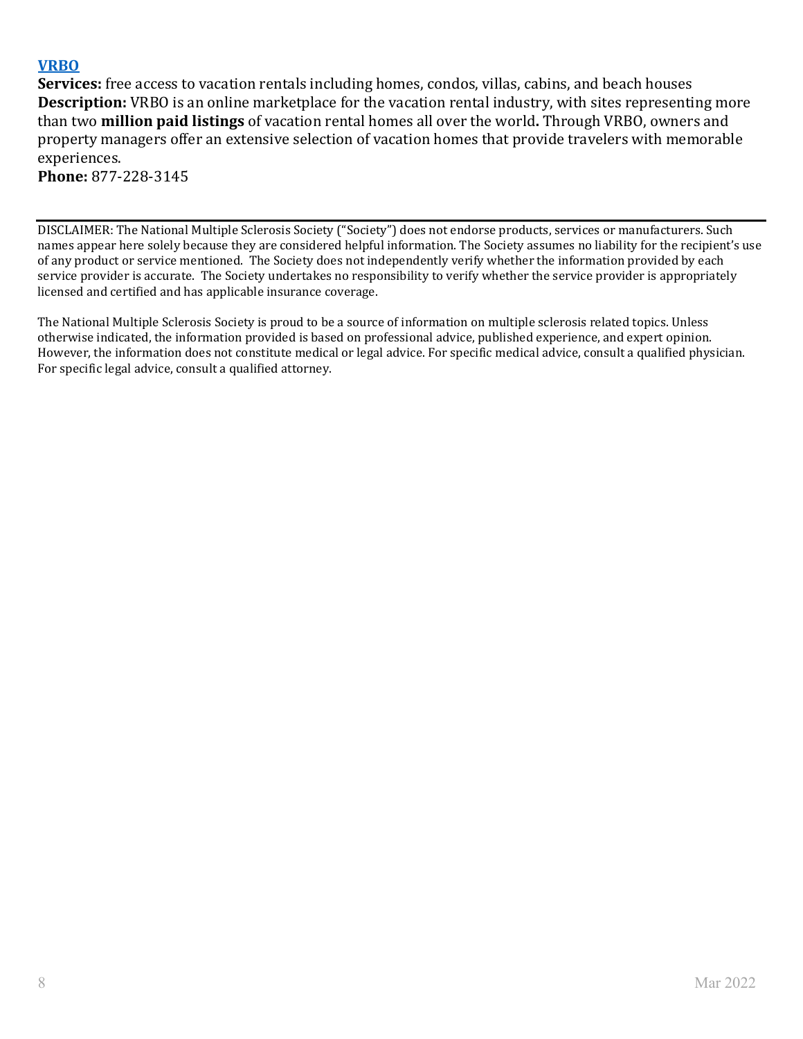**VRBO**

**Services:** free access to vacation rentals including homes, condos, villas, cabins, and beach houses
**Description:** VRBO is an online marketplace for the vacation rental industry, with sites representing more than two **million paid listings** of vacation rental homes all over the world**.** Through VRBO, owners and property managers offer an extensive selection of vacation homes that provide travelers with memorable experiences.
**Phone:** 877-228-3145

---

DISCLAIMER: The National Multiple Sclerosis Society ("Society") does not endorse products, services or manufacturers. Such names appear here solely because they are considered helpful information. The Society assumes no liability for the recipient's use of any product or service mentioned. The Society does not independently verify whether the information provided by each service provider is accurate. The Society undertakes no responsibility to verify whether the service provider is appropriately licensed and certified and has applicable insurance coverage.

The National Multiple Sclerosis Society is proud to be a source of information on multiple sclerosis related topics. Unless otherwise indicated, the information provided is based on professional advice, published experience, and expert opinion. However, the information does not constitute medical or legal advice. For specific medical advice, consult a qualified physician. For specific legal advice, consult a qualified attorney.